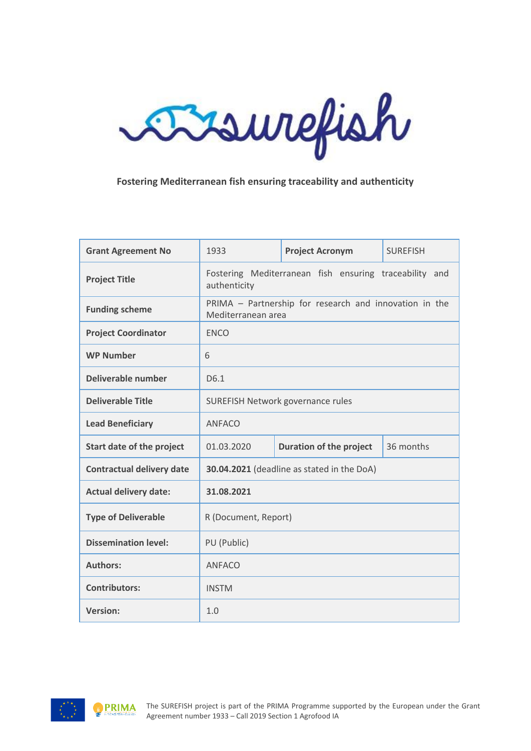# surefish

**Fostering Mediterranean fish ensuring traceability and authenticity**

| **Grant Agreement No** | 1933 | **Project Acronym** | SUREFISH |
|---|---|---|---|
| **Project Title** | Fostering Mediterranean fish ensuring traceability and authenticity | | |
| **Funding scheme** | PRIMA – Partnership for research and innovation in the Mediterranean area | | |
| **Project Coordinator** | ENCO | | |
| **WP Number** | 6 | | |
| **Deliverable number** | D6.1 | | |
| **Deliverable Title** | SUREFISH Network governance rules | | |
| **Lead Beneficiary** | ANFACO | | |
| **Start date of the project** | 01.03.2020 | **Duration of the project** | 36 months |
| **Contractual delivery date** | **30.04.2021** (deadline as stated in the DoA) | | |
| **Actual delivery date:** | **31.08.2021** | | |
| **Type of Deliverable** | R (Document, Report) | | |
| **Dissemination level:** | PU (Public) | | |
| **Authors:** | ANFACO | | |
| **Contributors:** | INSTM | | |
| **Version:** | 1.0 | | |

The SUREFISH project is part of the PRIMA Programme supported by the European under the Grant Agreement number 1933 – Call 2019 Section 1 Agrofood IA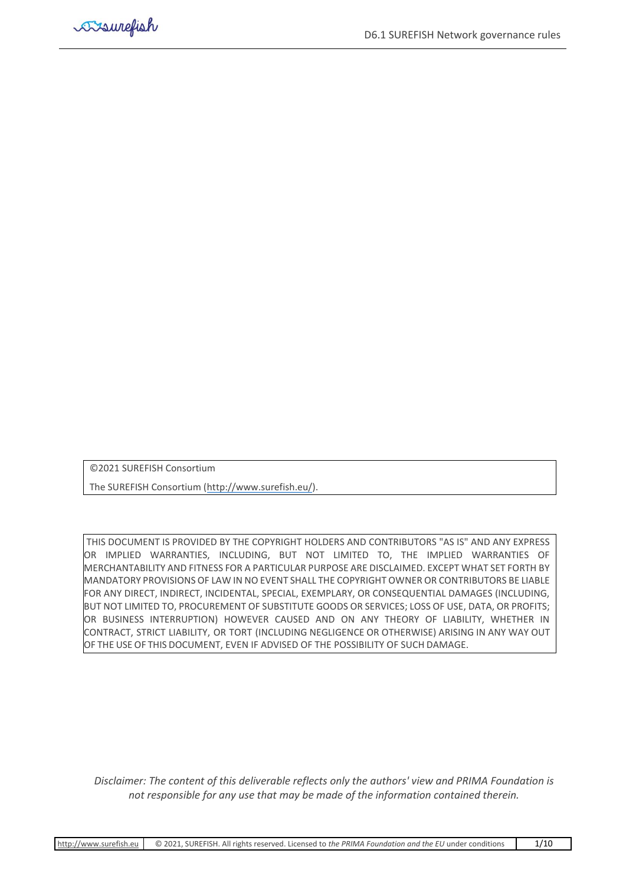©2021 SUREFISH Consortium

The SUREFISH Consortium (http://www.surefish.eu/).

THIS DOCUMENT IS PROVIDED BY THE COPYRIGHT HOLDERS AND CONTRIBUTORS "AS IS" AND ANY EXPRESS OR IMPLIED WARRANTIES, INCLUDING, BUT NOT LIMITED TO, THE IMPLIED WARRANTIES OF MERCHANTABILITY AND FITNESS FOR A PARTICULAR PURPOSE ARE DISCLAIMED. EXCEPT WHAT SET FORTH BY MANDATORY PROVISIONS OF LAW IN NO EVENT SHALL THE COPYRIGHT OWNER OR CONTRIBUTORS BE LIABLE FOR ANY DIRECT, INDIRECT, INCIDENTAL, SPECIAL, EXEMPLARY, OR CONSEQUENTIAL DAMAGES (INCLUDING, BUT NOT LIMITED TO, PROCUREMENT OF SUBSTITUTE GOODS OR SERVICES; LOSS OF USE, DATA, OR PROFITS; OR BUSINESS INTERRUPTION) HOWEVER CAUSED AND ON ANY THEORY OF LIABILITY, WHETHER IN CONTRACT, STRICT LIABILITY, OR TORT (INCLUDING NEGLIGENCE OR OTHERWISE) ARISING IN ANY WAY OUT OF THE USE OF THIS DOCUMENT, EVEN IF ADVISED OF THE POSSIBILITY OF SUCH DAMAGE.

*Disclaimer: The content of this deliverable reflects only the authors' view and PRIMA Foundation is not responsible for any use that may be made of the information contained therein.*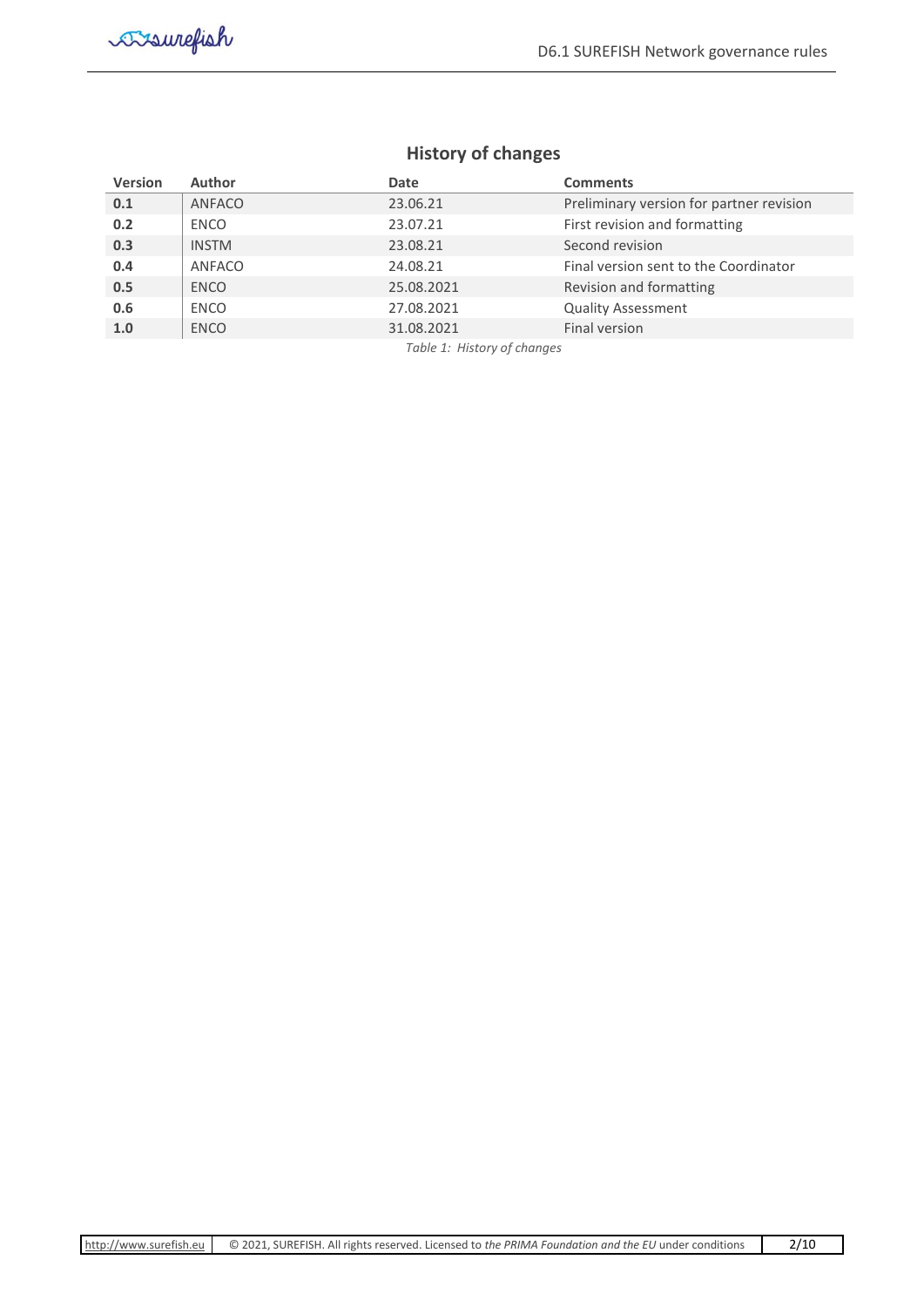## History of changes

| Version | Author | Date | Comments |
|---|---|---|---|
| **0.1** | ANFACO | 23.06.21 | Preliminary version for partner revision |
| **0.2** | ENCO | 23.07.21 | First revision and formatting |
| **0.3** | INSTM | 23.08.21 | Second revision |
| **0.4** | ANFACO | 24.08.21 | Final version sent to the Coordinator |
| **0.5** | ENCO | 25.08.2021 | Revision and formatting |
| **0.6** | ENCO | 27.08.2021 | Quality Assessment |
| **1.0** | ENCO | 31.08.2021 | Final version |

*Table 1: History of changes*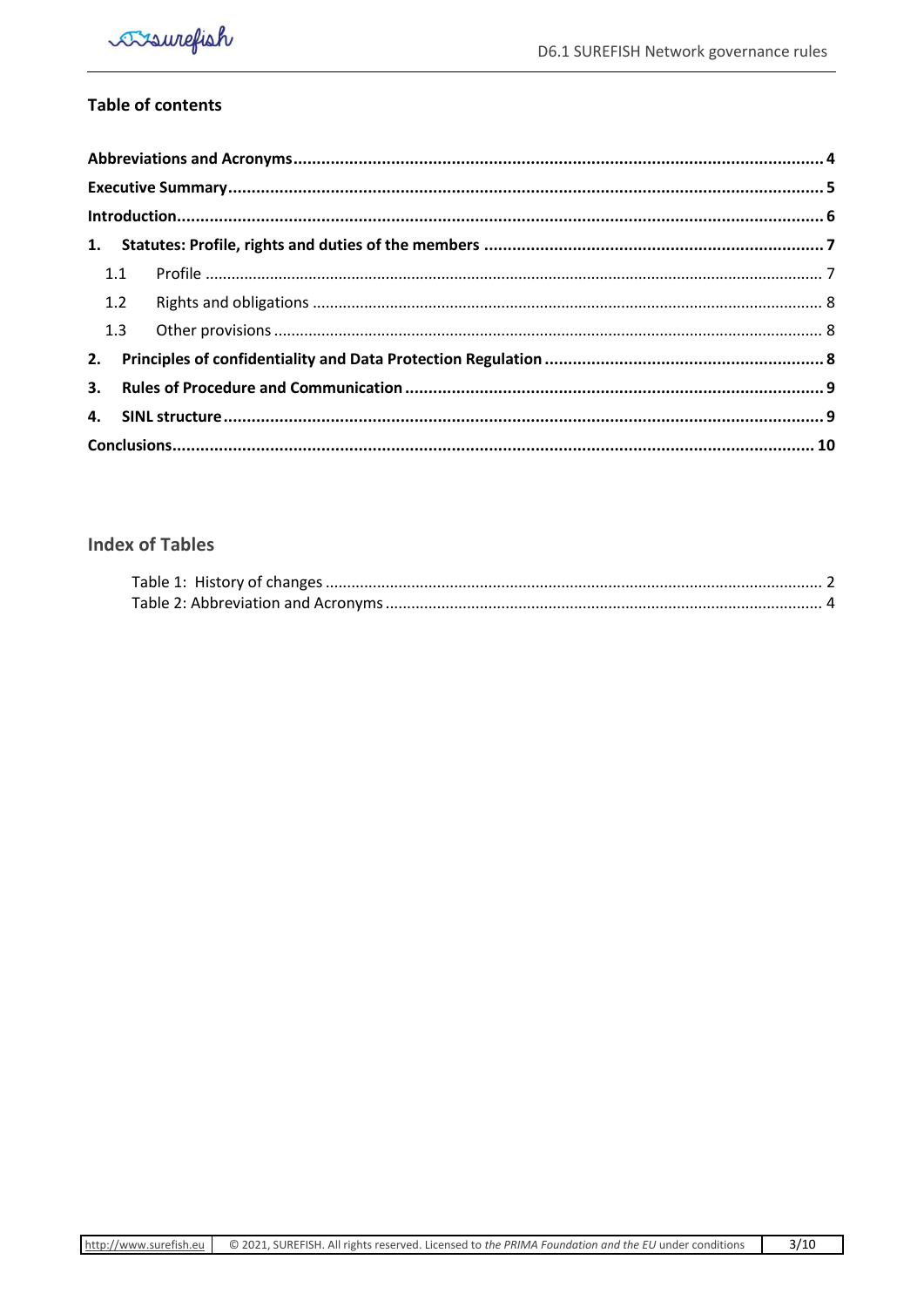## Table of contents

**Abbreviations and Acronyms** ..... **4**

**Executive Summary** ..... **5**

**Introduction** ..... **6**

**1. Statutes: Profile, rights and duties of the members** ..... **7**

- 1.1 Profile ..... 7
- 1.2 Rights and obligations ..... 8
- 1.3 Other provisions ..... 8

**2. Principles of confidentiality and Data Protection Regulation** ..... **8**

**3. Rules of Procedure and Communication** ..... **9**

**4. SINL structure** ..... **9**

**Conclusions** ..... **10**

## Index of Tables

Table 1: History of changes ..... 2

Table 2: Abbreviation and Acronyms ..... 4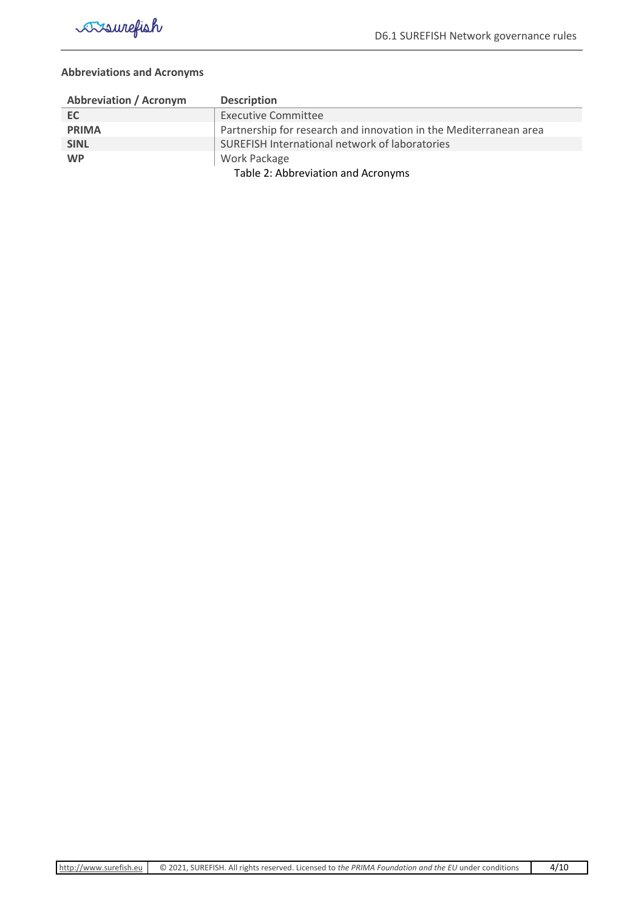**Abbreviations and Acronyms**

| Abbreviation / Acronym | Description |
|---|---|
| **EC** | Executive Committee |
| **PRIMA** | Partnership for research and innovation in the Mediterranean area |
| **SINL** | SUREFISH International network of laboratories |
| **WP** | Work Package |

Table 2: Abbreviation and Acronyms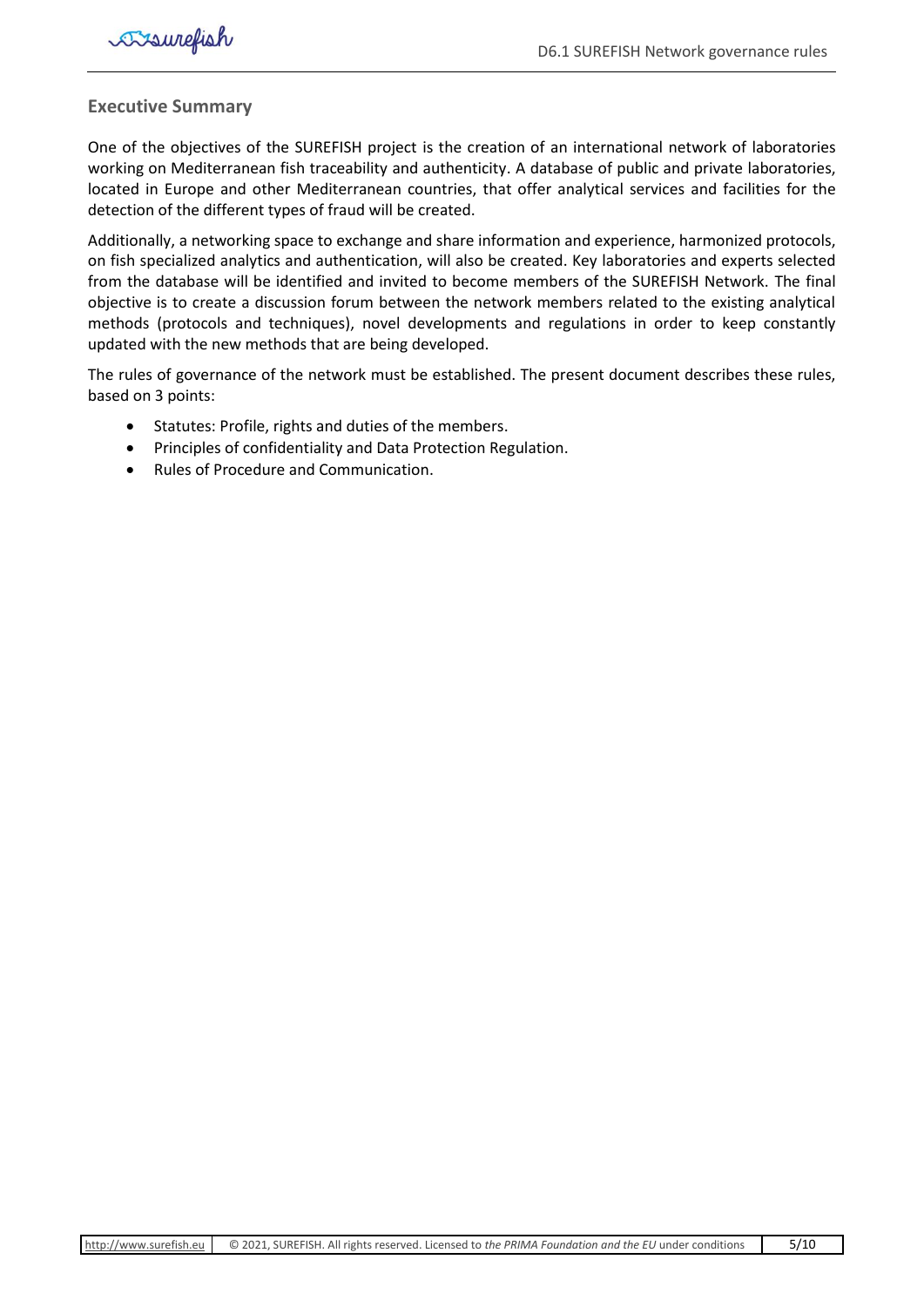## Executive Summary

One of the objectives of the SUREFISH project is the creation of an international network of laboratories working on Mediterranean fish traceability and authenticity. A database of public and private laboratories, located in Europe and other Mediterranean countries, that offer analytical services and facilities for the detection of the different types of fraud will be created.

Additionally, a networking space to exchange and share information and experience, harmonized protocols, on fish specialized analytics and authentication, will also be created. Key laboratories and experts selected from the database will be identified and invited to become members of the SUREFISH Network. The final objective is to create a discussion forum between the network members related to the existing analytical methods (protocols and techniques), novel developments and regulations in order to keep constantly updated with the new methods that are being developed.

The rules of governance of the network must be established. The present document describes these rules, based on 3 points:

- Statutes: Profile, rights and duties of the members.
- Principles of confidentiality and Data Protection Regulation.
- Rules of Procedure and Communication.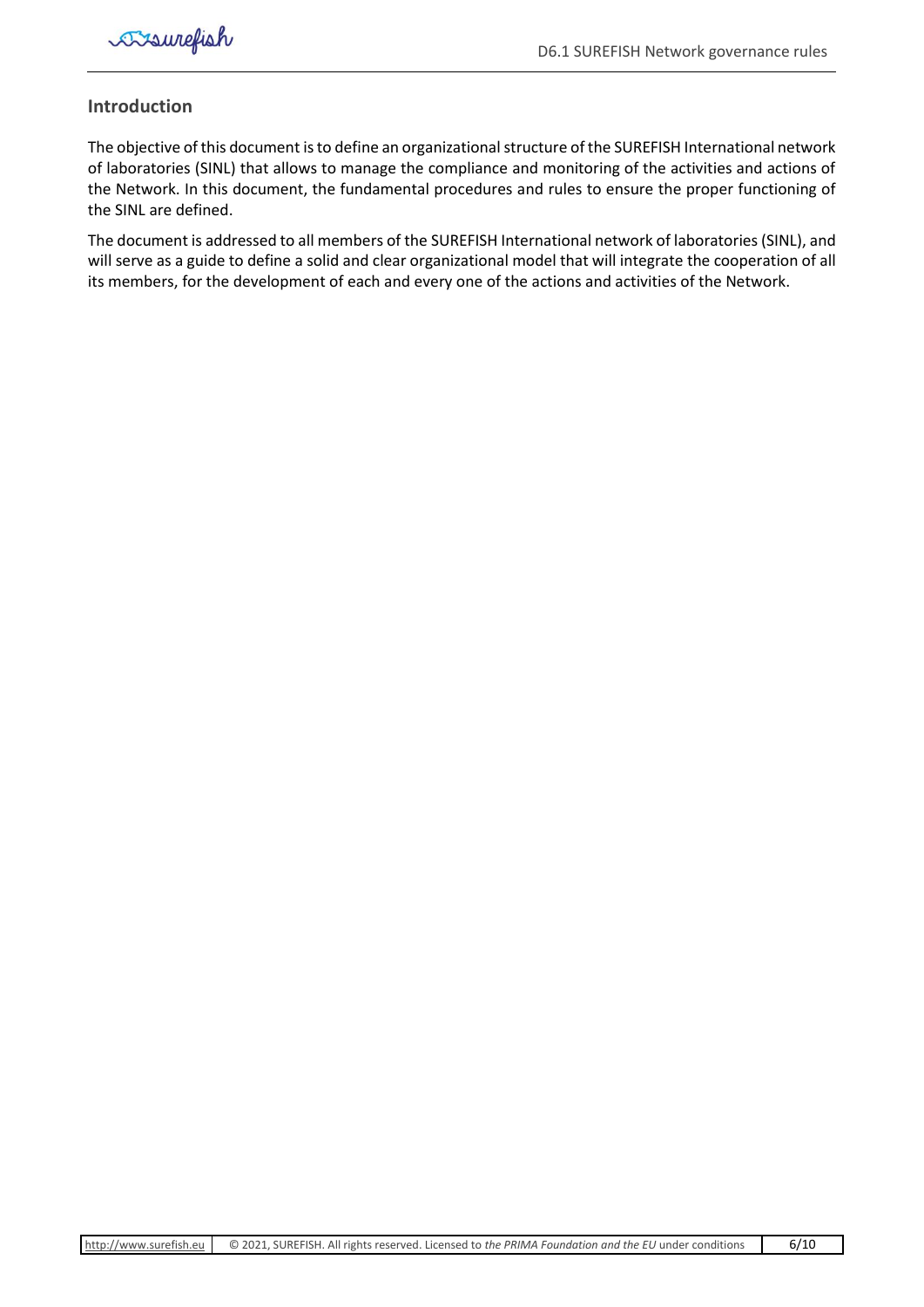## Introduction

The objective of this document is to define an organizational structure of the SUREFISH International network of laboratories (SINL) that allows to manage the compliance and monitoring of the activities and actions of the Network. In this document, the fundamental procedures and rules to ensure the proper functioning of the SINL are defined.

The document is addressed to all members of the SUREFISH International network of laboratories (SINL), and will serve as a guide to define a solid and clear organizational model that will integrate the cooperation of all its members, for the development of each and every one of the actions and activities of the Network.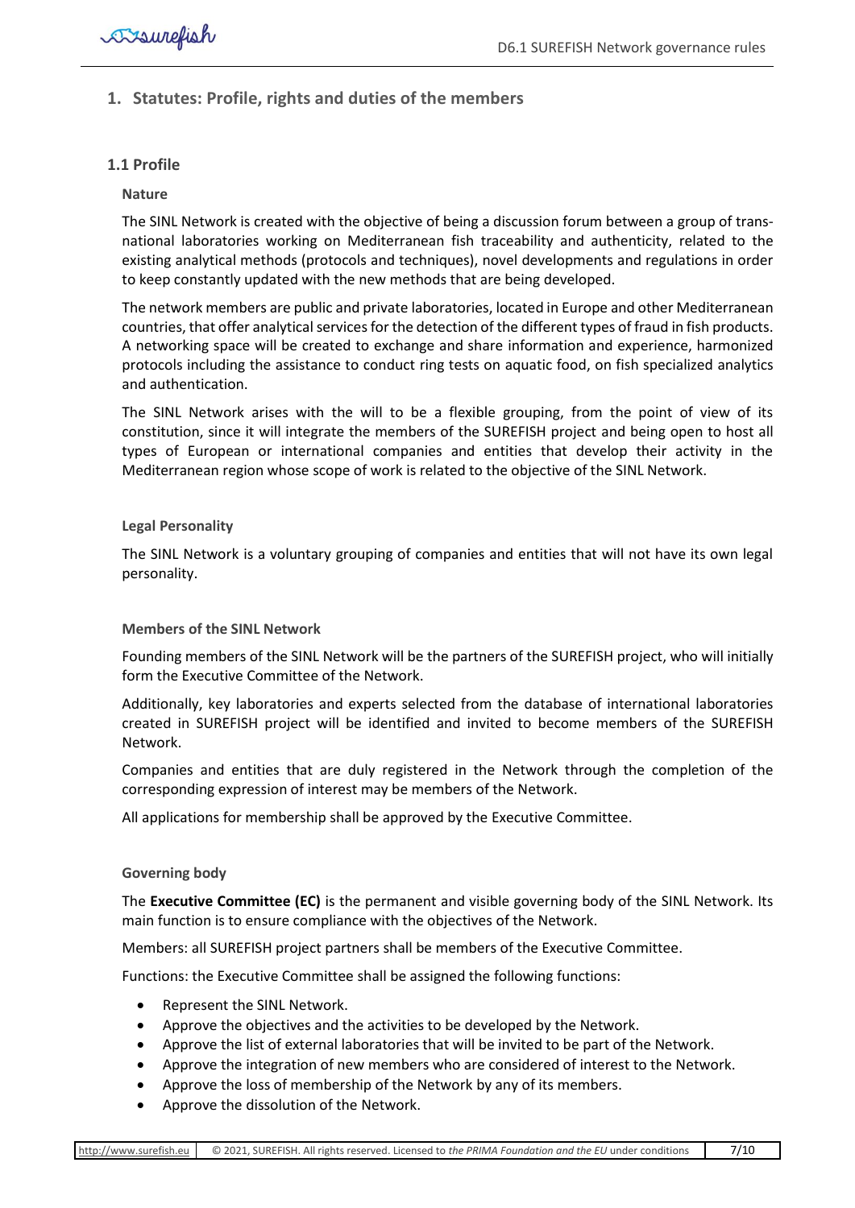## 1. Statutes: Profile, rights and duties of the members

### 1.1 Profile

**Nature**

The SINL Network is created with the objective of being a discussion forum between a group of trans-national laboratories working on Mediterranean fish traceability and authenticity, related to the existing analytical methods (protocols and techniques), novel developments and regulations in order to keep constantly updated with the new methods that are being developed.

The network members are public and private laboratories, located in Europe and other Mediterranean countries, that offer analytical services for the detection of the different types of fraud in fish products. A networking space will be created to exchange and share information and experience, harmonized protocols including the assistance to conduct ring tests on aquatic food, on fish specialized analytics and authentication.

The SINL Network arises with the will to be a flexible grouping, from the point of view of its constitution, since it will integrate the members of the SUREFISH project and being open to host all types of European or international companies and entities that develop their activity in the Mediterranean region whose scope of work is related to the objective of the SINL Network.

**Legal Personality**

The SINL Network is a voluntary grouping of companies and entities that will not have its own legal personality.

**Members of the SINL Network**

Founding members of the SINL Network will be the partners of the SUREFISH project, who will initially form the Executive Committee of the Network.

Additionally, key laboratories and experts selected from the database of international laboratories created in SUREFISH project will be identified and invited to become members of the SUREFISH Network.

Companies and entities that are duly registered in the Network through the completion of the corresponding expression of interest may be members of the Network.

All applications for membership shall be approved by the Executive Committee.

**Governing body**

The **Executive Committee (EC)** is the permanent and visible governing body of the SINL Network. Its main function is to ensure compliance with the objectives of the Network.

Members: all SUREFISH project partners shall be members of the Executive Committee.

Functions: the Executive Committee shall be assigned the following functions:

- Represent the SINL Network.
- Approve the objectives and the activities to be developed by the Network.
- Approve the list of external laboratories that will be invited to be part of the Network.
- Approve the integration of new members who are considered of interest to the Network.
- Approve the loss of membership of the Network by any of its members.
- Approve the dissolution of the Network.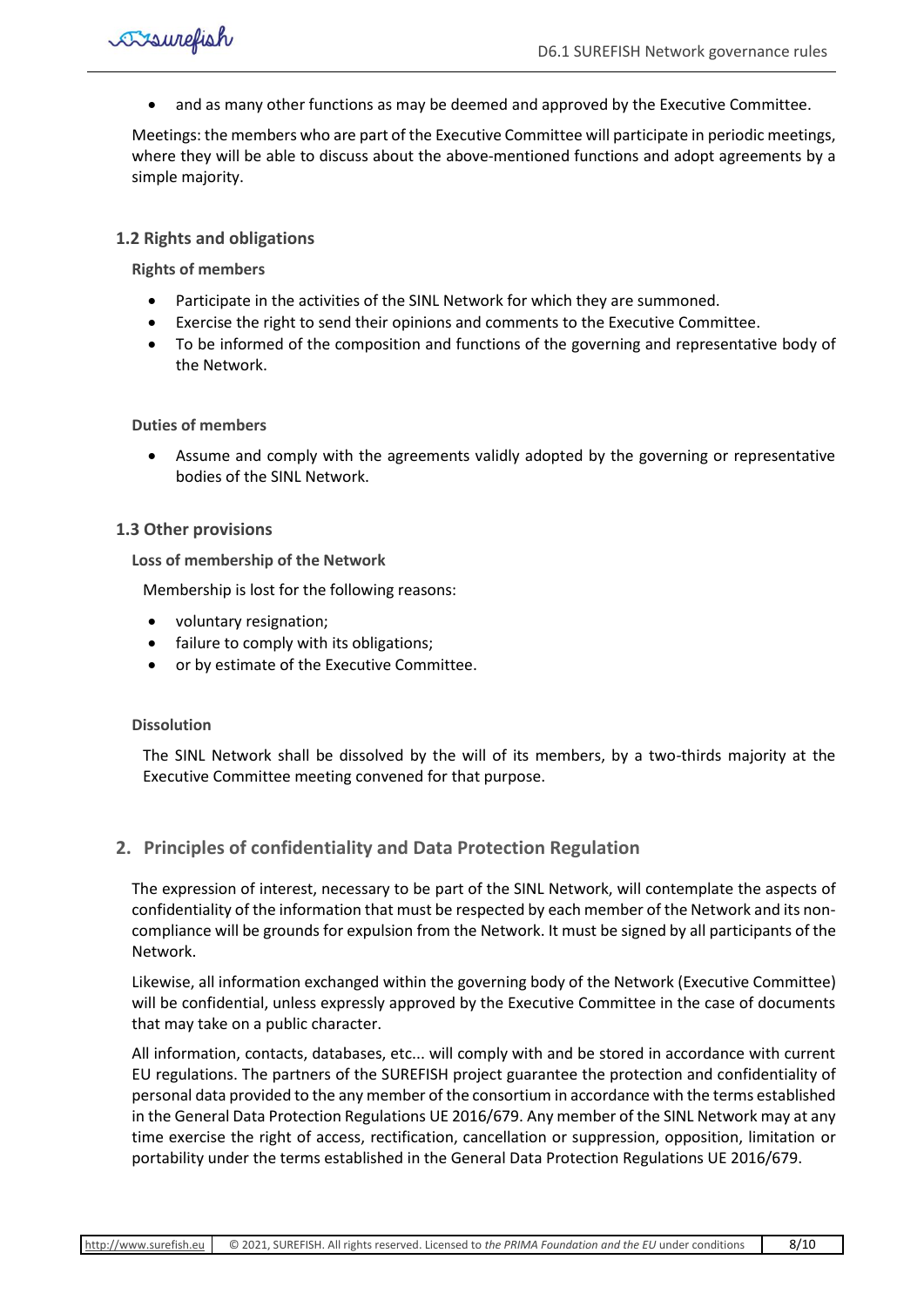- and as many other functions as may be deemed and approved by the Executive Committee.

Meetings: the members who are part of the Executive Committee will participate in periodic meetings, where they will be able to discuss about the above-mentioned functions and adopt agreements by a simple majority.

### 1.2 Rights and obligations

**Rights of members**

- Participate in the activities of the SINL Network for which they are summoned.
- Exercise the right to send their opinions and comments to the Executive Committee.
- To be informed of the composition and functions of the governing and representative body of the Network.

**Duties of members**

- Assume and comply with the agreements validly adopted by the governing or representative bodies of the SINL Network.

### 1.3 Other provisions

**Loss of membership of the Network**

Membership is lost for the following reasons:

- voluntary resignation;
- failure to comply with its obligations;
- or by estimate of the Executive Committee.

**Dissolution**

The SINL Network shall be dissolved by the will of its members, by a two-thirds majority at the Executive Committee meeting convened for that purpose.

## 2. Principles of confidentiality and Data Protection Regulation

The expression of interest, necessary to be part of the SINL Network, will contemplate the aspects of confidentiality of the information that must be respected by each member of the Network and its non-compliance will be grounds for expulsion from the Network. It must be signed by all participants of the Network.

Likewise, all information exchanged within the governing body of the Network (Executive Committee) will be confidential, unless expressly approved by the Executive Committee in the case of documents that may take on a public character.

All information, contacts, databases, etc... will comply with and be stored in accordance with current EU regulations. The partners of the SUREFISH project guarantee the protection and confidentiality of personal data provided to the any member of the consortium in accordance with the terms established in the General Data Protection Regulations UE 2016/679. Any member of the SINL Network may at any time exercise the right of access, rectification, cancellation or suppression, opposition, limitation or portability under the terms established in the General Data Protection Regulations UE 2016/679.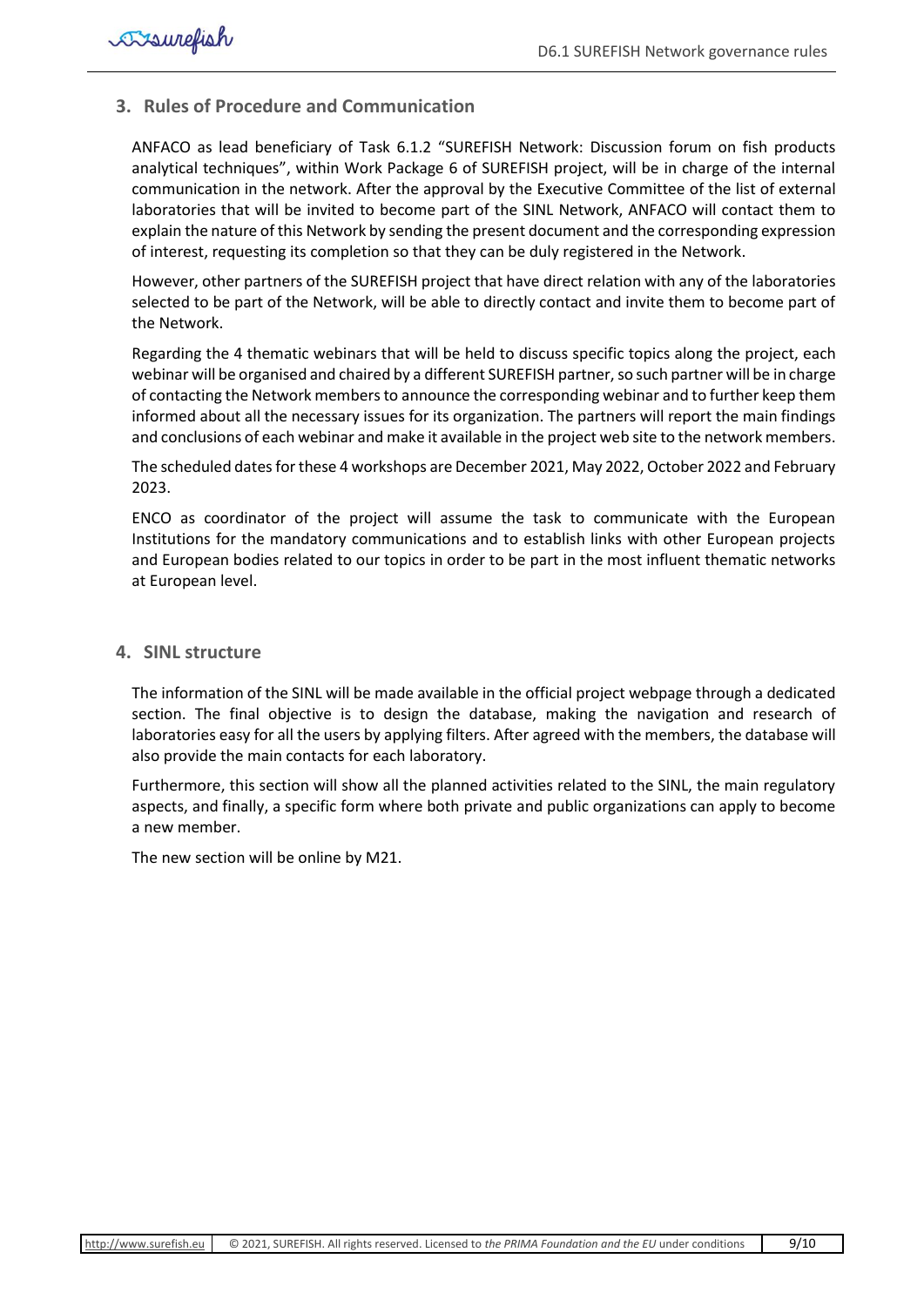## 3. Rules of Procedure and Communication

ANFACO as lead beneficiary of Task 6.1.2 "SUREFISH Network: Discussion forum on fish products analytical techniques", within Work Package 6 of SUREFISH project, will be in charge of the internal communication in the network. After the approval by the Executive Committee of the list of external laboratories that will be invited to become part of the SINL Network, ANFACO will contact them to explain the nature of this Network by sending the present document and the corresponding expression of interest, requesting its completion so that they can be duly registered in the Network.

However, other partners of the SUREFISH project that have direct relation with any of the laboratories selected to be part of the Network, will be able to directly contact and invite them to become part of the Network.

Regarding the 4 thematic webinars that will be held to discuss specific topics along the project, each webinar will be organised and chaired by a different SUREFISH partner, so such partner will be in charge of contacting the Network members to announce the corresponding webinar and to further keep them informed about all the necessary issues for its organization. The partners will report the main findings and conclusions of each webinar and make it available in the project web site to the network members.

The scheduled dates for these 4 workshops are December 2021, May 2022, October 2022 and February 2023.

ENCO as coordinator of the project will assume the task to communicate with the European Institutions for the mandatory communications and to establish links with other European projects and European bodies related to our topics in order to be part in the most influent thematic networks at European level.

## 4. SINL structure

The information of the SINL will be made available in the official project webpage through a dedicated section. The final objective is to design the database, making the navigation and research of laboratories easy for all the users by applying filters. After agreed with the members, the database will also provide the main contacts for each laboratory.

Furthermore, this section will show all the planned activities related to the SINL, the main regulatory aspects, and finally, a specific form where both private and public organizations can apply to become a new member.

The new section will be online by M21.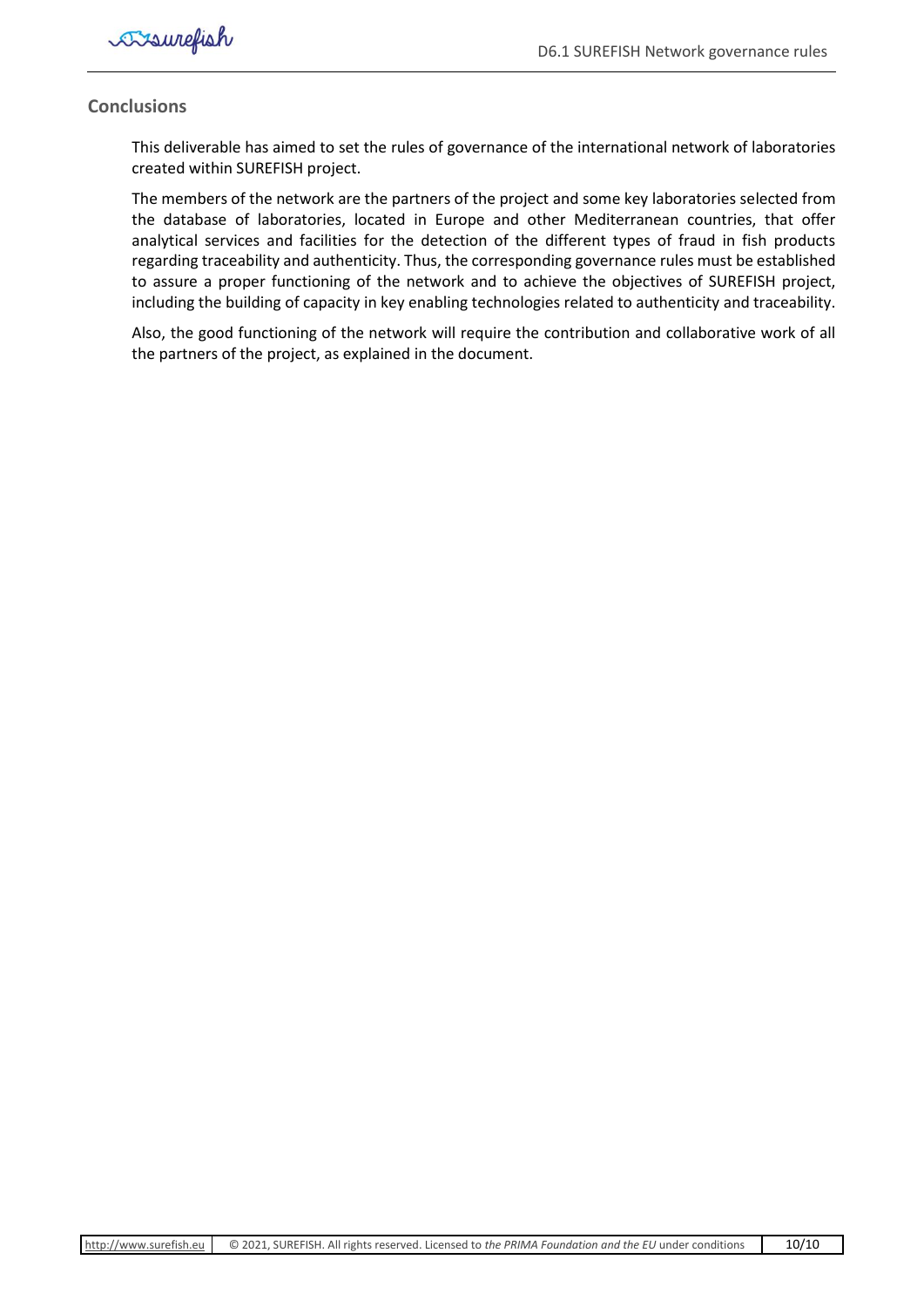## Conclusions

This deliverable has aimed to set the rules of governance of the international network of laboratories created within SUREFISH project.

The members of the network are the partners of the project and some key laboratories selected from the database of laboratories, located in Europe and other Mediterranean countries, that offer analytical services and facilities for the detection of the different types of fraud in fish products regarding traceability and authenticity. Thus, the corresponding governance rules must be established to assure a proper functioning of the network and to achieve the objectives of SUREFISH project, including the building of capacity in key enabling technologies related to authenticity and traceability.

Also, the good functioning of the network will require the contribution and collaborative work of all the partners of the project, as explained in the document.